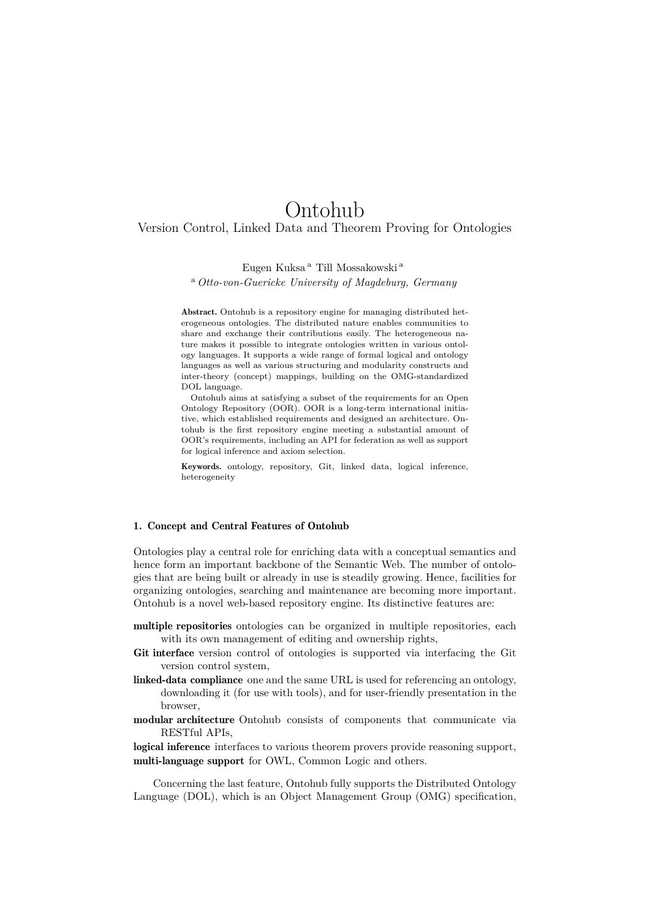# Ontohub

## Version Control, Linked Data and Theorem Proving for Ontologies

Eugen Kuksa [a] Till Mossakowski [a]

[a] *Otto-von-Guericke University of Magdeburg, Germany*

**Abstract.** Ontohub is a repository engine for managing distributed heterogeneous ontologies. The distributed nature enables communities to share and exchange their contributions easily. The heterogeneous nature makes it possible to integrate ontologies written in various ontology languages. It supports a wide range of formal logical and ontology languages as well as various structuring and modularity constructs and inter-theory (concept) mappings, building on the OMG-standardized DOL language.

Ontohub aims at satisfying a subset of the requirements for an Open Ontology Repository (OOR). OOR is a long-term international initiative, which established requirements and designed an architecture. Ontohub is the first repository engine meeting a substantial amount of OOR's requirements, including an API for federation as well as support for logical inference and axiom selection.

**Keywords.** ontology, repository, Git, linked data, logical inference, heterogeneity

### 1. Concept and Central Features of Ontohub

Ontologies play a central role for enriching data with a conceptual semantics and hence form an important backbone of the Semantic Web. The number of ontologies that are being built or already in use is steadily growing. Hence, facilities for organizing ontologies, searching and maintenance are becoming more important. Ontohub is a novel web-based repository engine. Its distinctive features are:

- **multiple repositories** ontologies can be organized in multiple repositories, each with its own management of editing and ownership rights,
- **Git interface** version control of ontologies is supported via interfacing the Git version control system,
- **linked-data compliance** one and the same URL is used for referencing an ontology, downloading it (for use with tools), and for user-friendly presentation in the browser,
- **modular architecture** Ontohub consists of components that communicate via RESTful APIs,
- **logical inference** interfaces to various theorem provers provide reasoning support,
- **multi-language support** for OWL, Common Logic and others.

Concerning the last feature, Ontohub fully supports the Distributed Ontology Language (DOL), which is an Object Management Group (OMG) specification,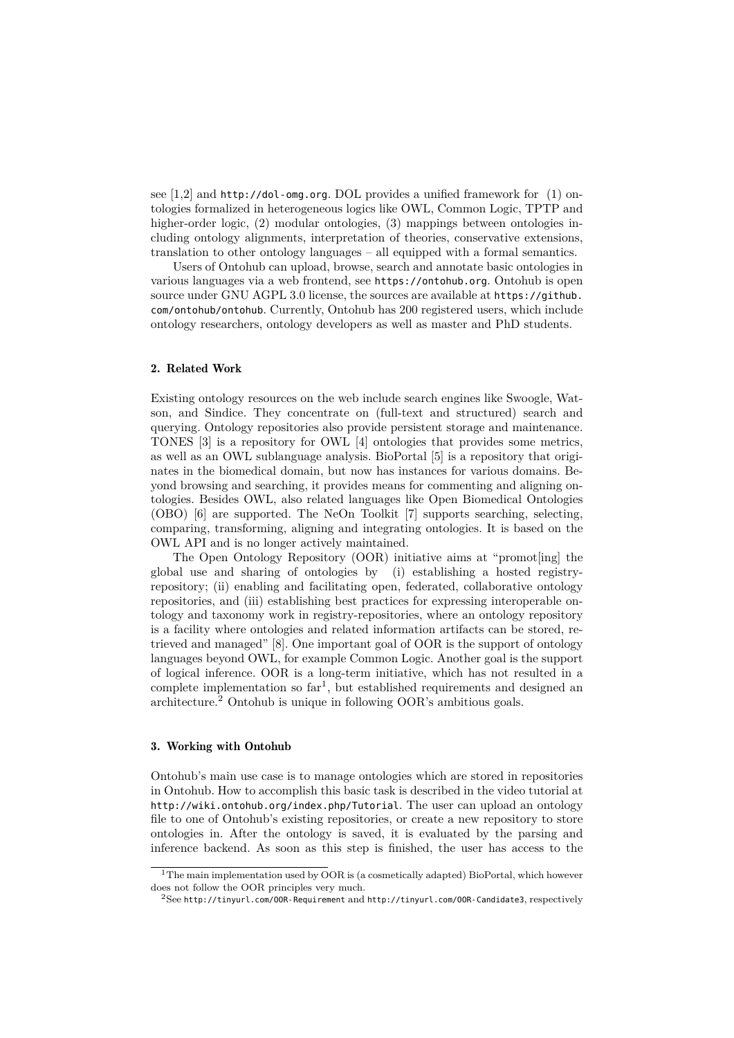see [1,2] and http://dol-omg.org. DOL provides a unified framework for (1) ontologies formalized in heterogeneous logics like OWL, Common Logic, TPTP and higher-order logic, (2) modular ontologies, (3) mappings between ontologies including ontology alignments, interpretation of theories, conservative extensions, translation to other ontology languages – all equipped with a formal semantics.

Users of Ontohub can upload, browse, search and annotate basic ontologies in various languages via a web frontend, see https://ontohub.org. Ontohub is open source under GNU AGPL 3.0 license, the sources are available at https://github.com/ontohub/ontohub. Currently, Ontohub has 200 registered users, which include ontology researchers, ontology developers as well as master and PhD students.

## 2. Related Work

Existing ontology resources on the web include search engines like Swoogle, Watson, and Sindice. They concentrate on (full-text and structured) search and querying. Ontology repositories also provide persistent storage and maintenance. TONES [3] is a repository for OWL [4] ontologies that provides some metrics, as well as an OWL sublanguage analysis. BioPortal [5] is a repository that originates in the biomedical domain, but now has instances for various domains. Beyond browsing and searching, it provides means for commenting and aligning ontologies. Besides OWL, also related languages like Open Biomedical Ontologies (OBO) [6] are supported. The NeOn Toolkit [7] supports searching, selecting, comparing, transforming, aligning and integrating ontologies. It is based on the OWL API and is no longer actively maintained.

The Open Ontology Repository (OOR) initiative aims at "promot[ing] the global use and sharing of ontologies by (i) establishing a hosted registry-repository; (ii) enabling and facilitating open, federated, collaborative ontology repositories, and (iii) establishing best practices for expressing interoperable ontology and taxonomy work in registry-repositories, where an ontology repository is a facility where ontologies and related information artifacts can be stored, retrieved and managed" [8]. One important goal of OOR is the support of ontology languages beyond OWL, for example Common Logic. Another goal is the support of logical inference. OOR is a long-term initiative, which has not resulted in a complete implementation so far[1], but established requirements and designed an architecture.[2] Ontohub is unique in following OOR's ambitious goals.

## 3. Working with Ontohub

Ontohub's main use case is to manage ontologies which are stored in repositories in Ontohub. How to accomplish this basic task is described in the video tutorial at http://wiki.ontohub.org/index.php/Tutorial. The user can upload an ontology file to one of Ontohub's existing repositories, or create a new repository to store ontologies in. After the ontology is saved, it is evaluated by the parsing and inference backend. As soon as this step is finished, the user has access to the

[1] The main implementation used by OOR is (a cosmetically adapted) BioPortal, which however does not follow the OOR principles very much.

[2] See http://tinyurl.com/OOR-Requirement and http://tinyurl.com/OOR-Candidate3, respectively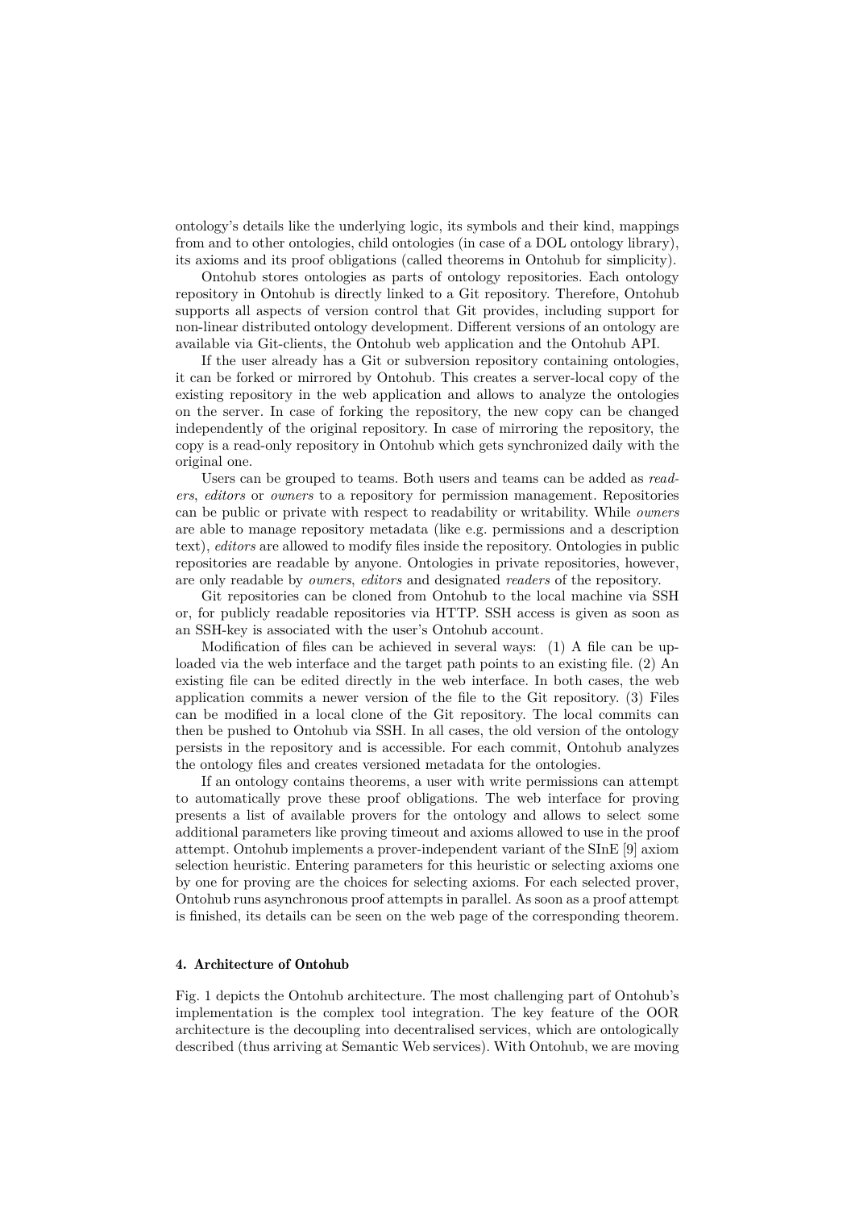ontology's details like the underlying logic, its symbols and their kind, mappings from and to other ontologies, child ontologies (in case of a DOL ontology library), its axioms and its proof obligations (called theorems in Ontohub for simplicity).

Ontohub stores ontologies as parts of ontology repositories. Each ontology repository in Ontohub is directly linked to a Git repository. Therefore, Ontohub supports all aspects of version control that Git provides, including support for non-linear distributed ontology development. Different versions of an ontology are available via Git-clients, the Ontohub web application and the Ontohub API.

If the user already has a Git or subversion repository containing ontologies, it can be forked or mirrored by Ontohub. This creates a server-local copy of the existing repository in the web application and allows to analyze the ontologies on the server. In case of forking the repository, the new copy can be changed independently of the original repository. In case of mirroring the repository, the copy is a read-only repository in Ontohub which gets synchronized daily with the original one.

Users can be grouped to teams. Both users and teams can be added as *readers*, *editors* or *owners* to a repository for permission management. Repositories can be public or private with respect to readability or writability. While *owners* are able to manage repository metadata (like e.g. permissions and a description text), *editors* are allowed to modify files inside the repository. Ontologies in public repositories are readable by anyone. Ontologies in private repositories, however, are only readable by *owners*, *editors* and designated *readers* of the repository.

Git repositories can be cloned from Ontohub to the local machine via SSH or, for publicly readable repositories via HTTP. SSH access is given as soon as an SSH-key is associated with the user's Ontohub account.

Modification of files can be achieved in several ways: (1) A file can be uploaded via the web interface and the target path points to an existing file. (2) An existing file can be edited directly in the web interface. In both cases, the web application commits a newer version of the file to the Git repository. (3) Files can be modified in a local clone of the Git repository. The local commits can then be pushed to Ontohub via SSH. In all cases, the old version of the ontology persists in the repository and is accessible. For each commit, Ontohub analyzes the ontology files and creates versioned metadata for the ontologies.

If an ontology contains theorems, a user with write permissions can attempt to automatically prove these proof obligations. The web interface for proving presents a list of available provers for the ontology and allows to select some additional parameters like proving timeout and axioms allowed to use in the proof attempt. Ontohub implements a prover-independent variant of the SInE [9] axiom selection heuristic. Entering parameters for this heuristic or selecting axioms one by one for proving are the choices for selecting axioms. For each selected prover, Ontohub runs asynchronous proof attempts in parallel. As soon as a proof attempt is finished, its details can be seen on the web page of the corresponding theorem.

## 4. Architecture of Ontohub

Fig. 1 depicts the Ontohub architecture. The most challenging part of Ontohub's implementation is the complex tool integration. The key feature of the OOR architecture is the decoupling into decentralised services, which are ontologically described (thus arriving at Semantic Web services). With Ontohub, we are moving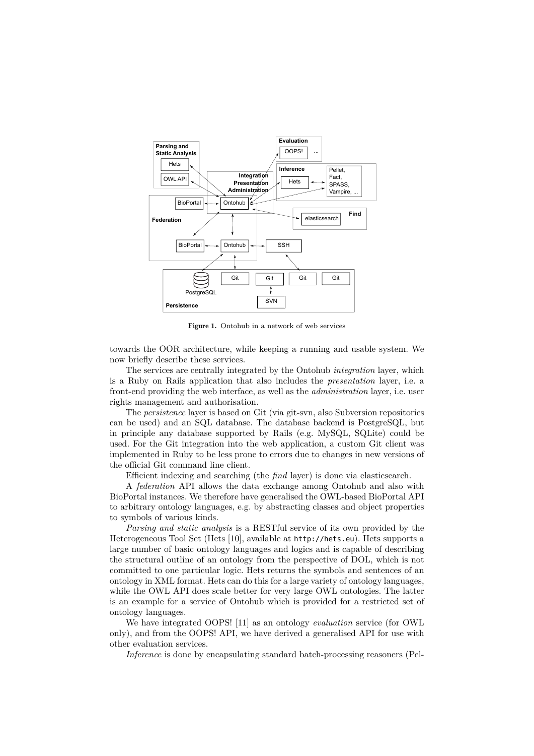**Figure 1.** Ontohub in a network of web services

towards the OOR architecture, while keeping a running and usable system. We now briefly describe these services.

The services are centrally integrated by the Ontohub *integration* layer, which is a Ruby on Rails application that also includes the *presentation* layer, i.e. a front-end providing the web interface, as well as the *administration* layer, i.e. user rights management and authorisation.

The *persistence* layer is based on Git (via git-svn, also Subversion repositories can be used) and an SQL database. The database backend is PostgreSQL, but in principle any database supported by Rails (e.g. MySQL, SQLite) could be used. For the Git integration into the web application, a custom Git client was implemented in Ruby to be less prone to errors due to changes in new versions of the official Git command line client.

Efficient indexing and searching (the *find* layer) is done via elasticsearch.

A *federation* API allows the data exchange among Ontohub and also with BioPortal instances. We therefore have generalised the OWL-based BioPortal API to arbitrary ontology languages, e.g. by abstracting classes and object properties to symbols of various kinds.

*Parsing and static analysis* is a RESTful service of its own provided by the Heterogeneous Tool Set (Hets [10], available at `http://hets.eu`). Hets supports a large number of basic ontology languages and logics and is capable of describing the structural outline of an ontology from the perspective of DOL, which is not committed to one particular logic. Hets returns the symbols and sentences of an ontology in XML format. Hets can do this for a large variety of ontology languages, while the OWL API does scale better for very large OWL ontologies. The latter is an example for a service of Ontohub which is provided for a restricted set of ontology languages.

We have integrated OOPS! [11] as an ontology *evaluation* service (for OWL only), and from the OOPS! API, we have derived a generalised API for use with other evaluation services.

*Inference* is done by encapsulating standard batch-processing reasoners (Pel-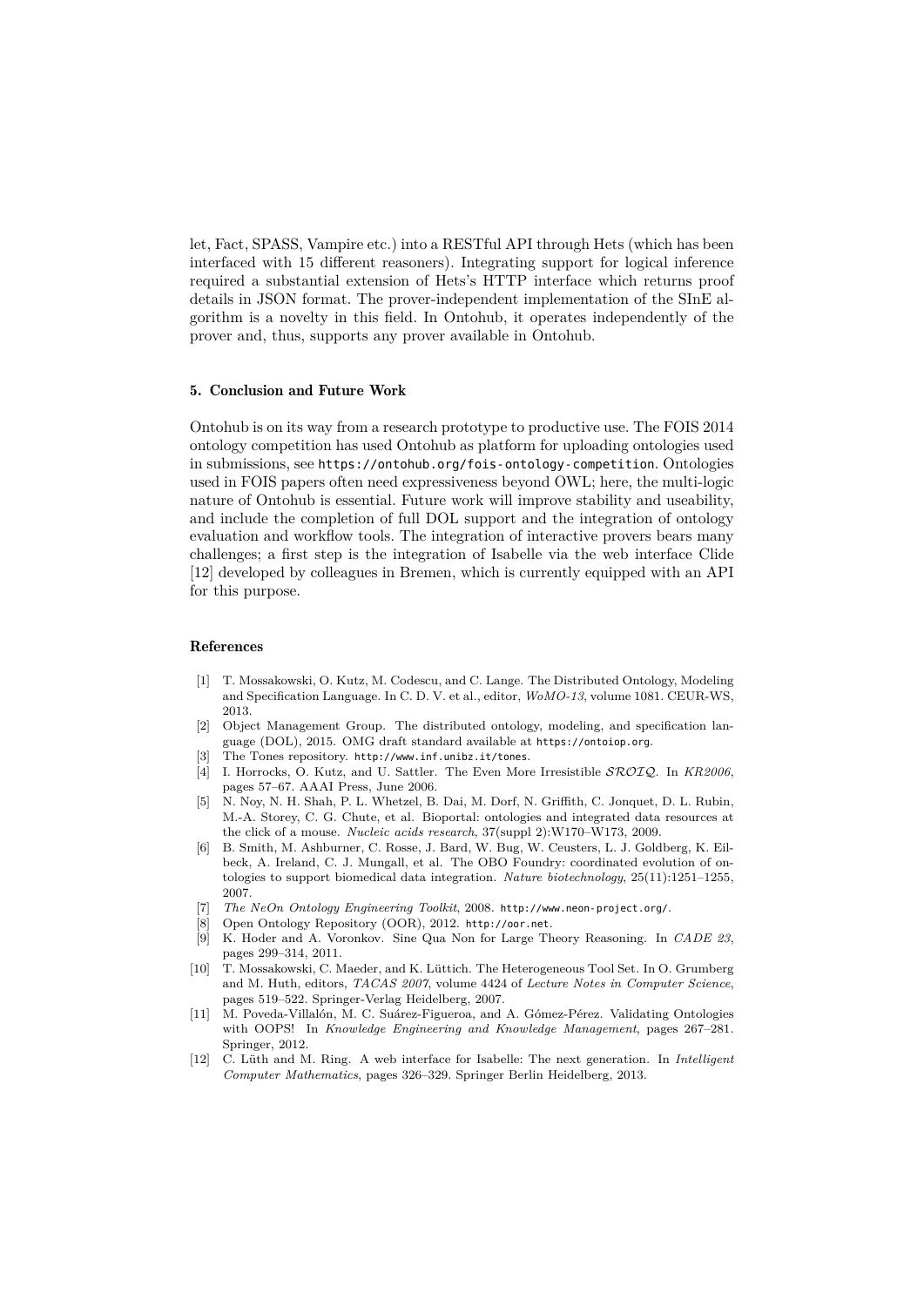let, Fact, SPASS, Vampire etc.) into a RESTful API through Hets (which has been interfaced with 15 different reasoners). Integrating support for logical inference required a substantial extension of Hets's HTTP interface which returns proof details in JSON format. The prover-independent implementation of the SInE algorithm is a novelty in this field. In Ontohub, it operates independently of the prover and, thus, supports any prover available in Ontohub.

## 5. Conclusion and Future Work

Ontohub is on its way from a research prototype to productive use. The FOIS 2014 ontology competition has used Ontohub as platform for uploading ontologies used in submissions, see `https://ontohub.org/fois-ontology-competition`. Ontologies used in FOIS papers often need expressiveness beyond OWL; here, the multi-logic nature of Ontohub is essential. Future work will improve stability and useability, and include the completion of full DOL support and the integration of ontology evaluation and workflow tools. The integration of interactive provers bears many challenges; a first step is the integration of Isabelle via the web interface Clide [12] developed by colleagues in Bremen, which is currently equipped with an API for this purpose.

## References

[1] T. Mossakowski, O. Kutz, M. Codescu, and C. Lange. The Distributed Ontology, Modeling and Specification Language. In C. D. V. et al., editor, *WoMO-13*, volume 1081. CEUR-WS, 2013.

[2] Object Management Group. The distributed ontology, modeling, and specification language (DOL), 2015. OMG draft standard available at `https://ontoiop.org`.

[3] The Tones repository. `http://www.inf.unibz.it/tones`.

[4] I. Horrocks, O. Kutz, and U. Sattler. The Even More Irresistible $\mathcal{SROIQ}$. In *KR2006*, pages 57–67. AAAI Press, June 2006.

[5] N. Noy, N. H. Shah, P. L. Whetzel, B. Dai, M. Dorf, N. Griffith, C. Jonquet, D. L. Rubin, M.-A. Storey, C. G. Chute, et al. Bioportal: ontologies and integrated data resources at the click of a mouse. *Nucleic acids research*, 37(suppl 2):W170–W173, 2009.

[6] B. Smith, M. Ashburner, C. Rosse, J. Bard, W. Bug, W. Ceusters, L. J. Goldberg, K. Eilbeck, A. Ireland, C. J. Mungall, et al. The OBO Foundry: coordinated evolution of ontologies to support biomedical data integration. *Nature biotechnology*, 25(11):1251–1255, 2007.

[7] *The NeOn Ontology Engineering Toolkit*, 2008. `http://www.neon-project.org/`.

[8] Open Ontology Repository (OOR), 2012. `http://oor.net`.

[9] K. Hoder and A. Voronkov. Sine Qua Non for Large Theory Reasoning. In *CADE 23*, pages 299–314, 2011.

[10] T. Mossakowski, C. Maeder, and K. Lüttich. The Heterogeneous Tool Set. In O. Grumberg and M. Huth, editors, *TACAS 2007*, volume 4424 of *Lecture Notes in Computer Science*, pages 519–522. Springer-Verlag Heidelberg, 2007.

[11] M. Poveda-Villalón, M. C. Suárez-Figueroa, and A. Gómez-Pérez. Validating Ontologies with OOPS! In *Knowledge Engineering and Knowledge Management*, pages 267–281. Springer, 2012.

[12] C. Lüth and M. Ring. A web interface for Isabelle: The next generation. In *Intelligent Computer Mathematics*, pages 326–329. Springer Berlin Heidelberg, 2013.